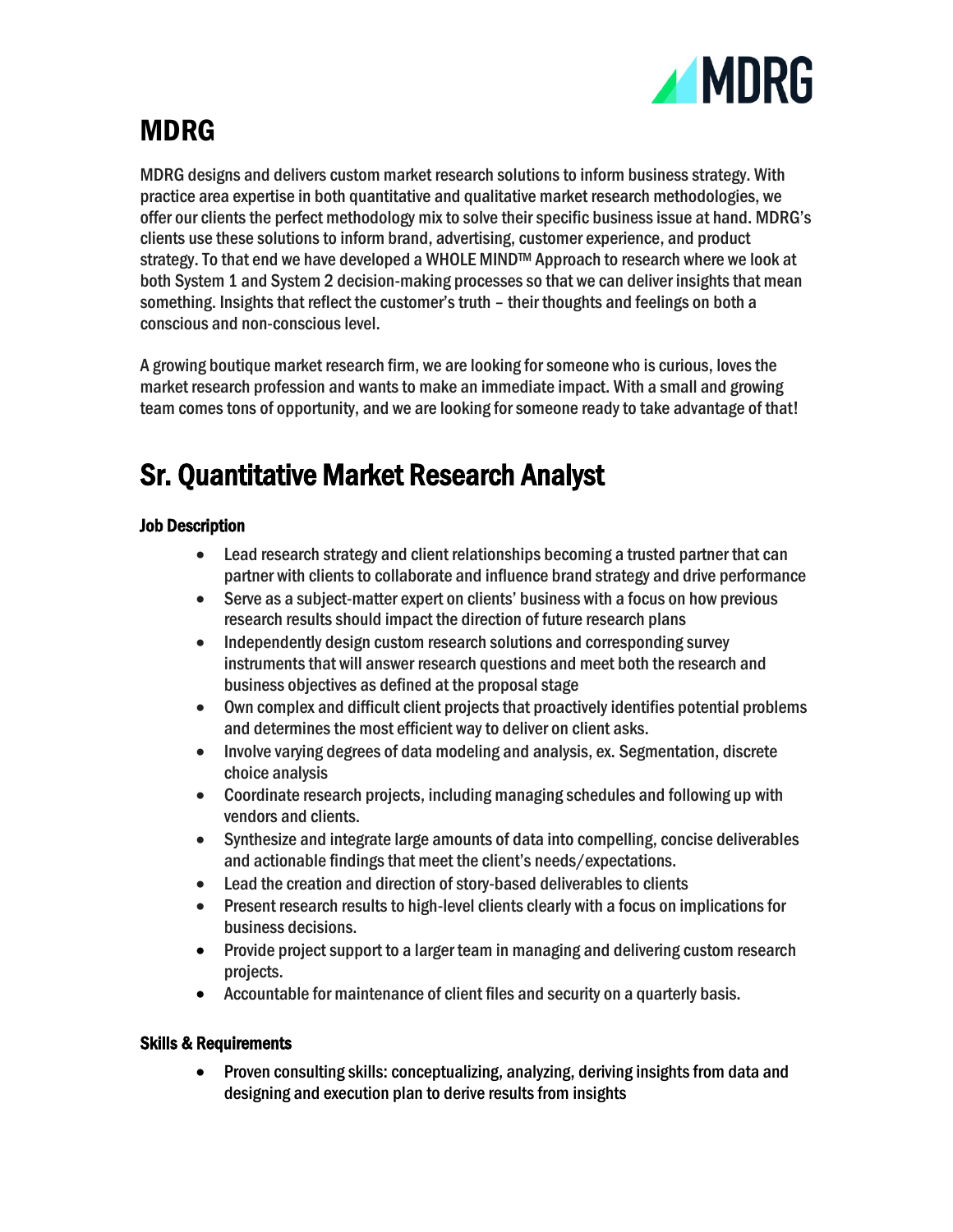# MDRG

MDRG designs and delivers custom market research solutions to inform business strategy. With practice area expertise in both quantitative and qualitative market research methodologies, we offer our clients the perfect methodology mix to solve their specific business issue at hand. MDRG's clients use these solutions to inform brand, advertising, customer experience, and product strategy. To that end we have developed a WHOLE MIND™ Approach to research where we look at both System 1 and System 2 decision-making processes so that we can deliver insights that mean something. Insights that reflect the customer's truth – their thoughts and feelings on both a conscious and non-conscious level.

A growing boutique market research firm, we are looking for someone who is curious, loves the market research profession and wants to make an immediate impact. With a small and growing team comes tons of opportunity, and we are looking for someone ready to take advantage of that!

# Sr. Quantitative Market Research Analyst

### Job Description

- Lead research strategy and client relationships becoming a trusted partner that can partner with clients to collaborate and influence brand strategy and drive performance
- Serve as a subject-matter expert on clients' business with a focus on how previous research results should impact the direction of future research plans
- Independently design custom research solutions and corresponding survey instruments that will answer research questions and meet both the research and business objectives as defined at the proposal stage
- Own complex and difficult client projects that proactively identifies potential problems and determines the most efficient way to deliver on client asks.
- Involve varying degrees of data modeling and analysis, ex. Segmentation, discrete choice analysis
- Coordinate research projects, including managing schedules and following up with vendors and clients.
- Synthesize and integrate large amounts of data into compelling, concise deliverables and actionable findings that meet the client's needs/expectations.
- Lead the creation and direction of story-based deliverables to clients
- Present research results to high-level clients clearly with a focus on implications for business decisions.
- Provide project support to a larger team in managing and delivering custom research projects.
- Accountable for maintenance of client files and security on a quarterly basis.

### Skills & Requirements

- Proven consulting skills: conceptualizing, analyzing, deriving insights from data and designing and execution plan to derive results from insights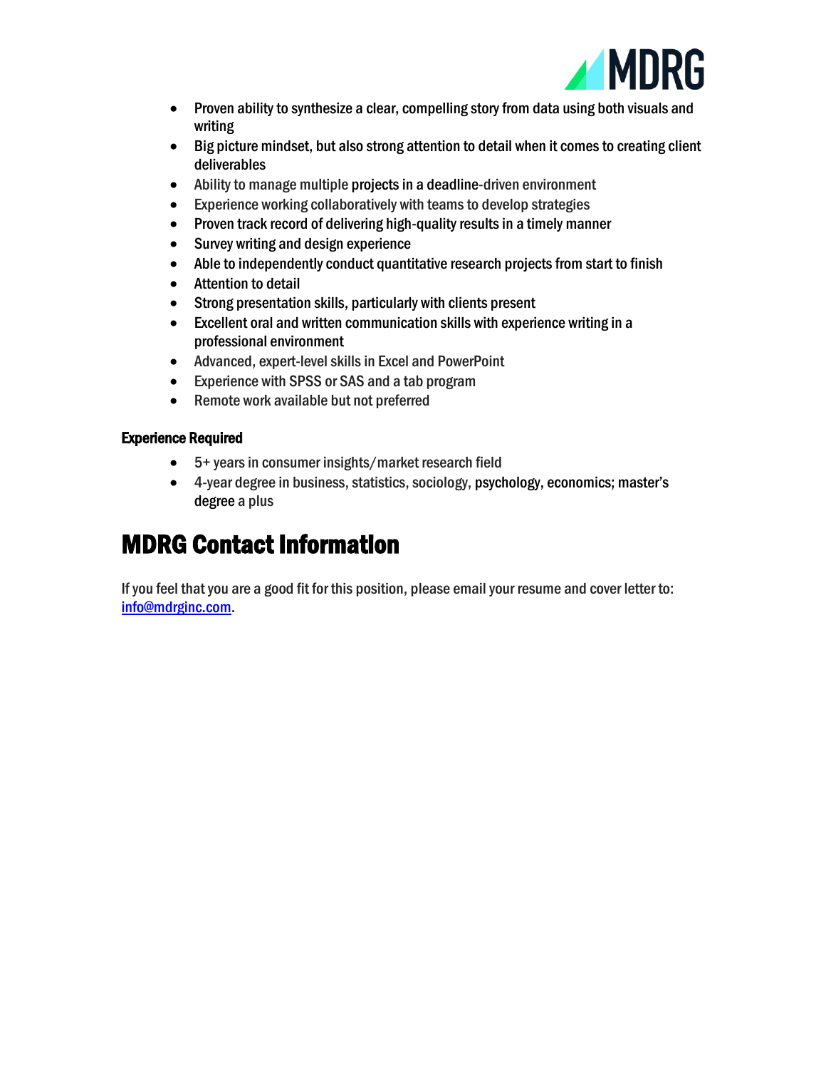- Proven ability to synthesize a clear, compelling story from data using both visuals and writing
- Big picture mindset, but also strong attention to detail when it comes to creating client deliverables
- Ability to manage multiple projects in a deadline-driven environment
- Experience working collaboratively with teams to develop strategies
- Proven track record of delivering high-quality results in a timely manner
- Survey writing and design experience
- Able to independently conduct quantitative research projects from start to finish
- Attention to detail
- Strong presentation skills, particularly with clients present
- Excellent oral and written communication skills with experience writing in a professional environment
- Advanced, expert-level skills in Excel and PowerPoint
- Experience with SPSS or SAS and a tab program
- Remote work available but not preferred

**Experience Required**

- 5+ years in consumer insights/market research field
- 4-year degree in business, statistics, sociology, psychology, economics; master's degree a plus

# MDRG Contact Information

If you feel that you are a good fit for this position, please email your resume and cover letter to: info@mdrginc.com.